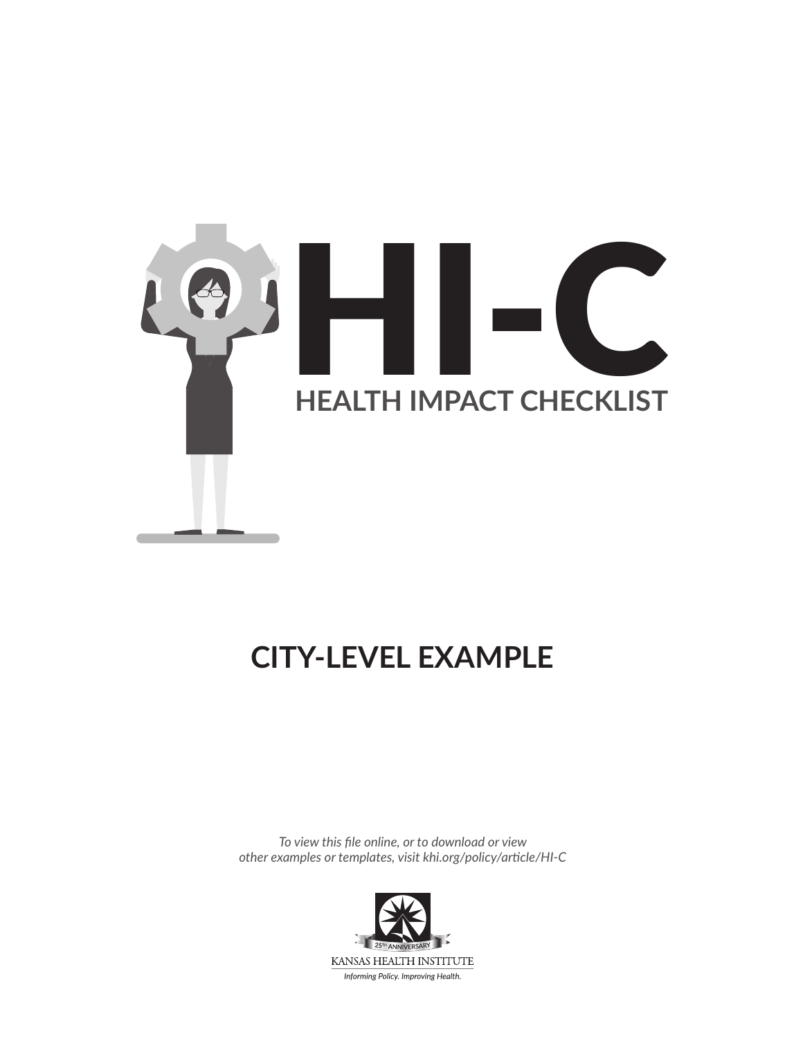# HI-C

## HEALTH IMPACT CHECKLIST

## CITY-LEVEL EXAMPLE

*To view this file online, or to download or view other examples or templates, visit khi.org/policy/article/HI-C*

25TH ANNIVERSARY

KANSAS HEALTH INSTITUTE

*Informing Policy. Improving Health.*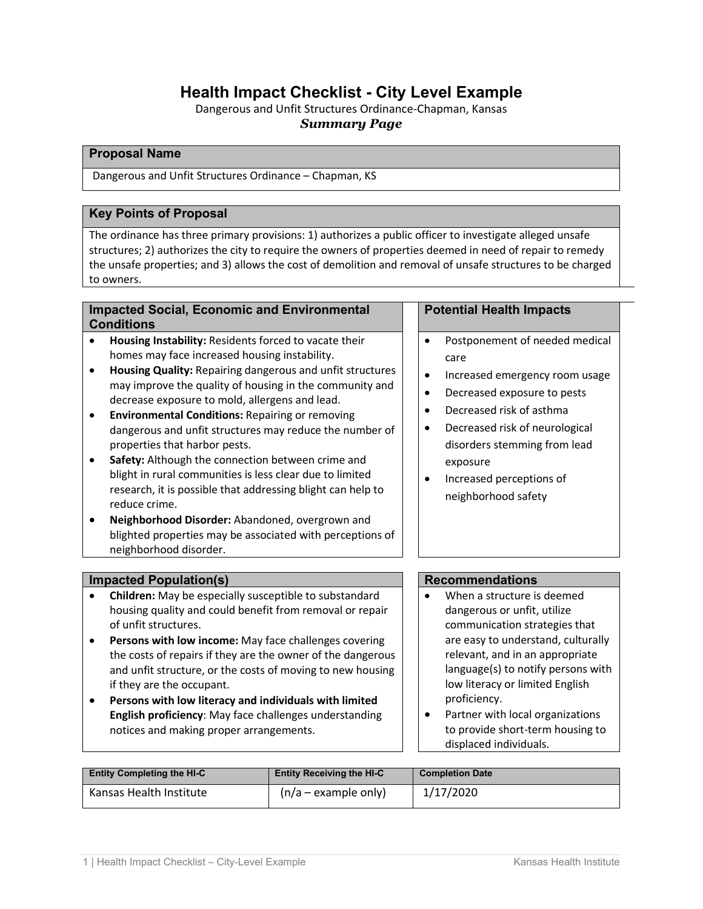# Health Impact Checklist - City Level Example

Dangerous and Unfit Structures Ordinance-Chapman, Kansas

***Summary Page***

## Proposal Name

Dangerous and Unfit Structures Ordinance – Chapman, KS

## Key Points of Proposal

The ordinance has three primary provisions: 1) authorizes a public officer to investigate alleged unsafe structures; 2) authorizes the city to require the owners of properties deemed in need of repair to remedy the unsafe properties; and 3) allows the cost of demolition and removal of unsafe structures to be charged to owners.

## Impacted Social, Economic and Environmental Conditions

- **Housing Instability:** Residents forced to vacate their homes may face increased housing instability.
- **Housing Quality:** Repairing dangerous and unfit structures may improve the quality of housing in the community and decrease exposure to mold, allergens and lead.
- **Environmental Conditions:** Repairing or removing dangerous and unfit structures may reduce the number of properties that harbor pests.
- **Safety:** Although the connection between crime and blight in rural communities is less clear due to limited research, it is possible that addressing blight can help to reduce crime.
- **Neighborhood Disorder:** Abandoned, overgrown and blighted properties may be associated with perceptions of neighborhood disorder.

## Potential Health Impacts

- Postponement of needed medical care
- Increased emergency room usage
- Decreased exposure to pests
- Decreased risk of asthma
- Decreased risk of neurological disorders stemming from lead exposure
- Increased perceptions of neighborhood safety

## Impacted Population(s)

- **Children:** May be especially susceptible to substandard housing quality and could benefit from removal or repair of unfit structures.
- **Persons with low income:** May face challenges covering the costs of repairs if they are the owner of the dangerous and unfit structure, or the costs of moving to new housing if they are the occupant.
- **Persons with low literacy and individuals with limited English proficiency**: May face challenges understanding notices and making proper arrangements.

## Recommendations

- When a structure is deemed dangerous or unfit, utilize communication strategies that are easy to understand, culturally relevant, and in an appropriate language(s) to notify persons with low literacy or limited English proficiency.
- Partner with local organizations to provide short-term housing to displaced individuals.

| Entity Completing the HI-C | Entity Receiving the HI-C | Completion Date |
|---|---|---|
| Kansas Health Institute | (n/a – example only) | 1/17/2020 |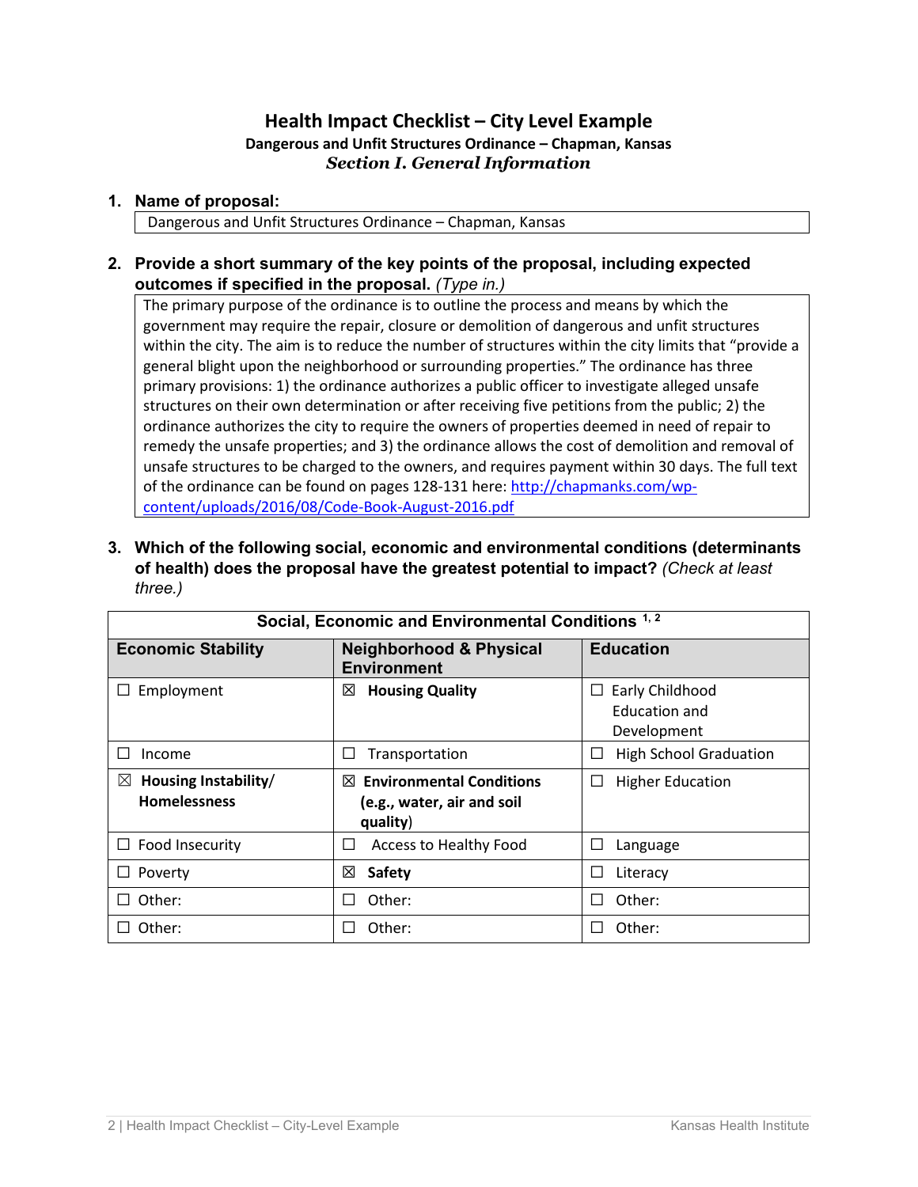# Health Impact Checklist – City Level Example

**Dangerous and Unfit Structures Ordinance – Chapman, Kansas**

***Section I. General Information***

1. **Name of proposal:**

   Dangerous and Unfit Structures Ordinance – Chapman, Kansas

2. **Provide a short summary of the key points of the proposal, including expected outcomes if specified in the proposal.** *(Type in.)*

   The primary purpose of the ordinance is to outline the process and means by which the government may require the repair, closure or demolition of dangerous and unfit structures within the city. The aim is to reduce the number of structures within the city limits that "provide a general blight upon the neighborhood or surrounding properties." The ordinance has three primary provisions: 1) the ordinance authorizes a public officer to investigate alleged unsafe structures on their own determination or after receiving five petitions from the public; 2) the ordinance authorizes the city to require the owners of properties deemed in need of repair to remedy the unsafe properties; and 3) the ordinance allows the cost of demolition and removal of unsafe structures to be charged to the owners, and requires payment within 30 days. The full text of the ordinance can be found on pages 128-131 here: http://chapmanks.com/wp-content/uploads/2016/08/Code-Book-August-2016.pdf

3. **Which of the following social, economic and environmental conditions (determinants of health) does the proposal have the greatest potential to impact?** *(Check at least three.)*

| Social, Economic and Environmental Conditions [1, 2] | | |
|---|---|---|
| **Economic Stability** | **Neighborhood & Physical Environment** | **Education** |
| ☐ Employment | ☒ **Housing Quality** | ☐ Early Childhood Education and Development |
| ☐ Income | ☐ Transportation | ☐ High School Graduation |
| ☒ **Housing Instability/ Homelessness** | ☒ **Environmental Conditions (e.g., water, air and soil quality)** | ☐ Higher Education |
| ☐ Food Insecurity | ☐ Access to Healthy Food | ☐ Language |
| ☐ Poverty | ☒ **Safety** | ☐ Literacy |
| ☐ Other: | ☐ Other: | ☐ Other: |
| ☐ Other: | ☐ Other: | ☐ Other: |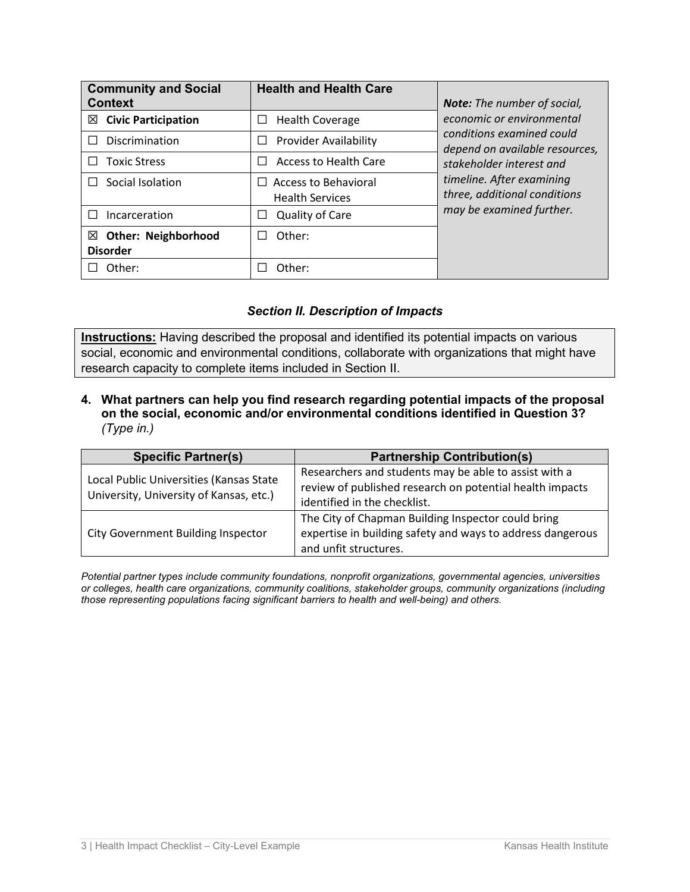| Community and Social Context | Health and Health Care | *Note: The number of social, economic or environmental conditions examined could depend on available resources, stakeholder interest and timeline. After examining three, additional conditions may be examined further.* |
|---|---|---|
| ☒ **Civic Participation** | ☐ Health Coverage | |
| ☐ Discrimination | ☐ Provider Availability | |
| ☐ Toxic Stress | ☐ Access to Health Care | |
| ☐ Social Isolation | ☐ Access to Behavioral Health Services | |
| ☐ Incarceration | ☐ Quality of Care | |
| ☒ **Other: Neighborhood Disorder** | ☐ Other: | |
| ☐ Other: | ☐ Other: | |

### *Section II. Description of Impacts*

> **Instructions:** Having described the proposal and identified its potential impacts on various social, economic and environmental conditions, collaborate with organizations that might have research capacity to complete items included in Section II.

**4. What partners can help you find research regarding potential impacts of the proposal on the social, economic and/or environmental conditions identified in Question 3?** *(Type in.)*

| Specific Partner(s) | Partnership Contribution(s) |
|---|---|
| Local Public Universities (Kansas State University, University of Kansas, etc.) | Researchers and students may be able to assist with a review of published research on potential health impacts identified in the checklist. |
| City Government Building Inspector | The City of Chapman Building Inspector could bring expertise in building safety and ways to address dangerous and unfit structures. |

*Potential partner types include community foundations, nonprofit organizations, governmental agencies, universities or colleges, health care organizations, community coalitions, stakeholder groups, community organizations (including those representing populations facing significant barriers to health and well-being) and others.*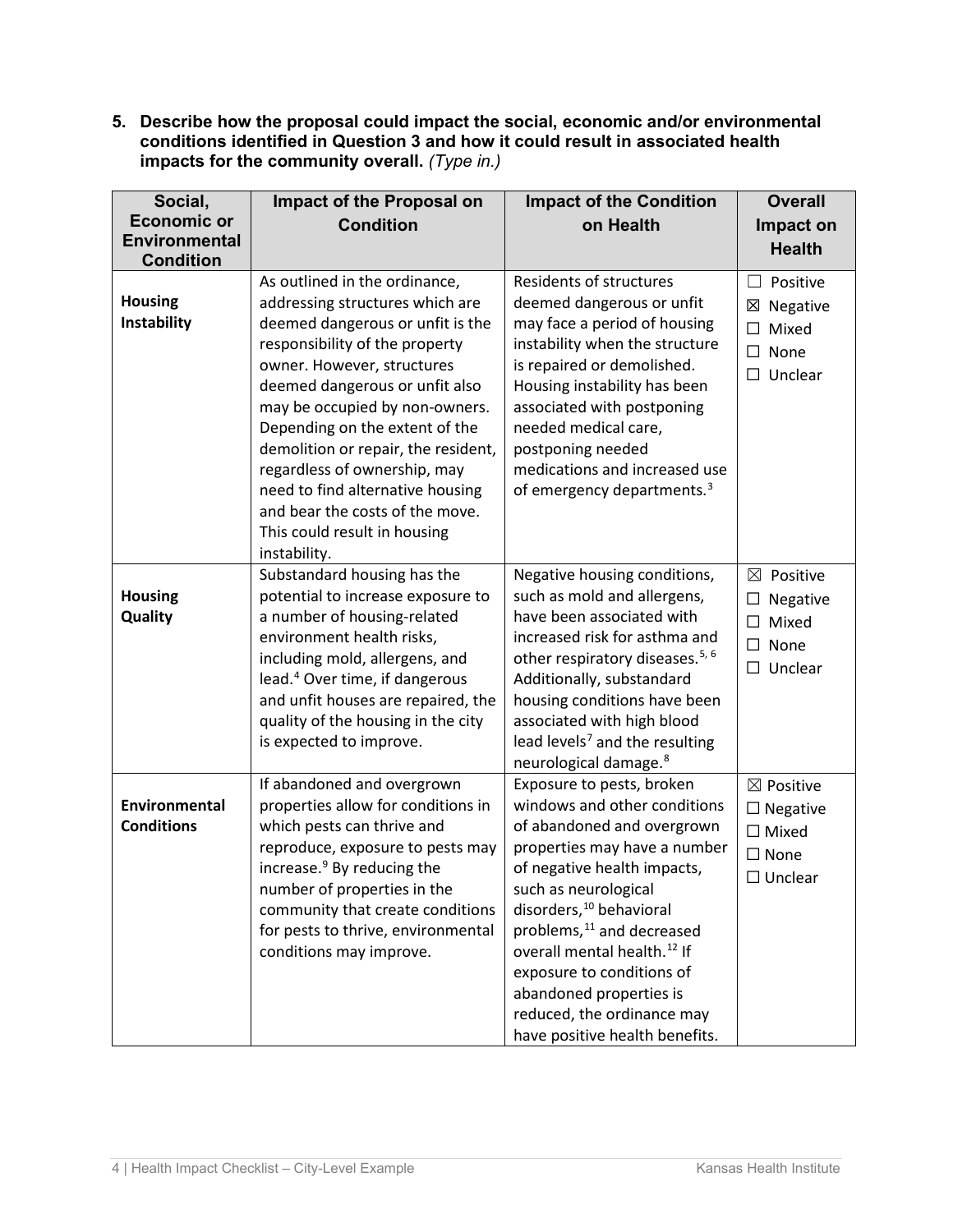**5. Describe how the proposal could impact the social, economic and/or environmental conditions identified in Question 3 and how it could result in associated health impacts for the community overall.** *(Type in.)*

| Social, Economic or Environmental Condition | Impact of the Proposal on Condition | Impact of the Condition on Health | Overall Impact on Health |
|---|---|---|---|
| **Housing Instability** | As outlined in the ordinance, addressing structures which are deemed dangerous or unfit is the responsibility of the property owner. However, structures deemed dangerous or unfit also may be occupied by non-owners. Depending on the extent of the demolition or repair, the resident, regardless of ownership, may need to find alternative housing and bear the costs of the move. This could result in housing instability. | Residents of structures deemed dangerous or unfit may face a period of housing instability when the structure is repaired or demolished. Housing instability has been associated with postponing needed medical care, postponing needed medications and increased use of emergency departments.[3] | ☐ Positive<br>☒ Negative<br>☐ Mixed<br>☐ None<br>☐ Unclear |
| **Housing Quality** | Substandard housing has the potential to increase exposure to a number of housing-related environment health risks, including mold, allergens, and lead.[4] Over time, if dangerous and unfit houses are repaired, the quality of the housing in the city is expected to improve. | Negative housing conditions, such as mold and allergens, have been associated with increased risk for asthma and other respiratory diseases.[5, 6] Additionally, substandard housing conditions have been associated with high blood lead levels[7] and the resulting neurological damage.[8] | ☒ Positive<br>☐ Negative<br>☐ Mixed<br>☐ None<br>☐ Unclear |
| **Environmental Conditions** | If abandoned and overgrown properties allow for conditions in which pests can thrive and reproduce, exposure to pests may increase.[9] By reducing the number of properties in the community that create conditions for pests to thrive, environmental conditions may improve. | Exposure to pests, broken windows and other conditions of abandoned and overgrown properties may have a number of negative health impacts, such as neurological disorders,[10] behavioral problems,[11] and decreased overall mental health.[12] If exposure to conditions of abandoned properties is reduced, the ordinance may have positive health benefits. | ☒ Positive<br>☐ Negative<br>☐ Mixed<br>☐ None<br>☐ Unclear |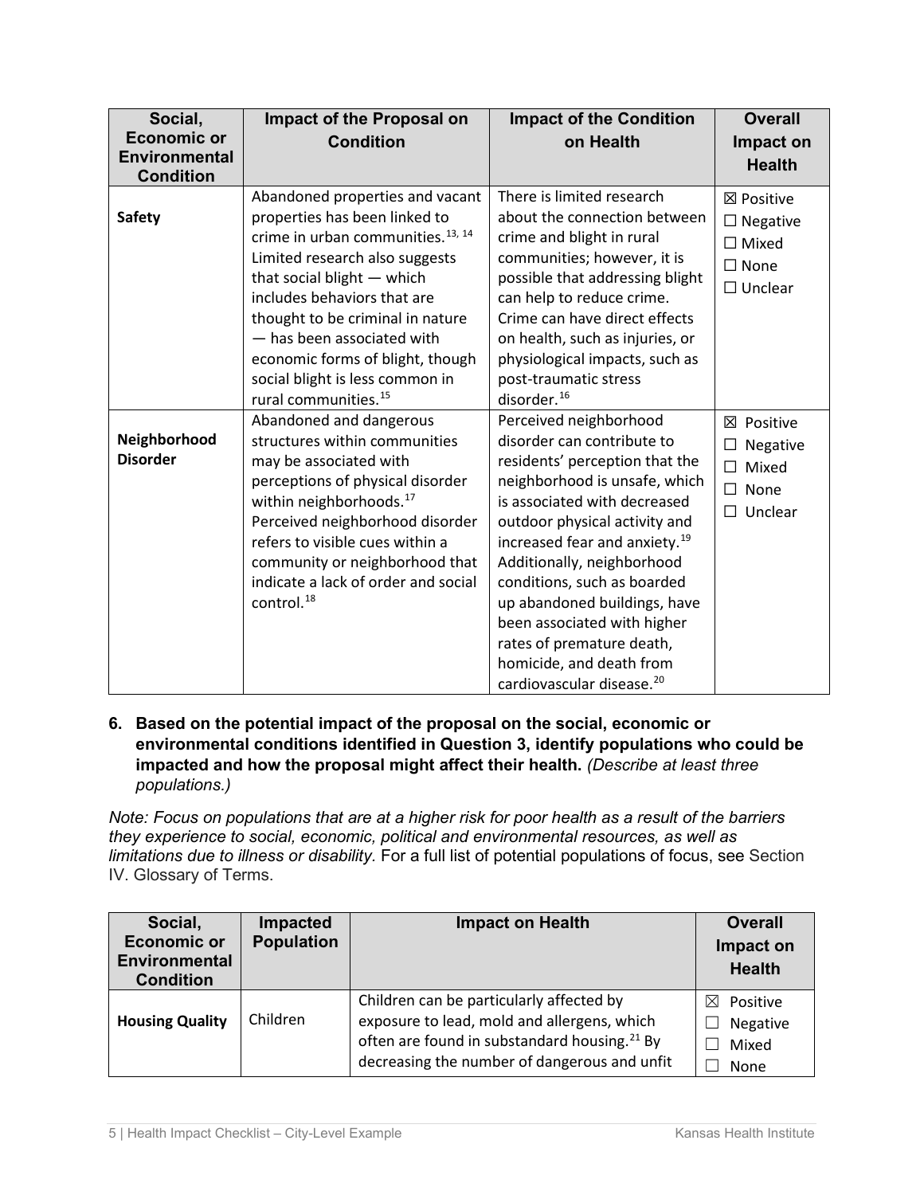| Social, Economic or Environmental Condition | Impact of the Proposal on Condition | Impact of the Condition on Health | Overall Impact on Health |
|---|---|---|---|
| **Safety** | Abandoned properties and vacant properties has been linked to crime in urban communities.[13, 14] Limited research also suggests that social blight — which includes behaviors that are thought to be criminal in nature — has been associated with economic forms of blight, though social blight is less common in rural communities.[15] | There is limited research about the connection between crime and blight in rural communities; however, it is possible that addressing blight can help to reduce crime. Crime can have direct effects on health, such as injuries, or physiological impacts, such as post-traumatic stress disorder.[16] | ☒ Positive ☐ Negative ☐ Mixed ☐ None ☐ Unclear |
| **Neighborhood Disorder** | Abandoned and dangerous structures within communities may be associated with perceptions of physical disorder within neighborhoods.[17] Perceived neighborhood disorder refers to visible cues within a community or neighborhood that indicate a lack of order and social control.[18] | Perceived neighborhood disorder can contribute to residents' perception that the neighborhood is unsafe, which is associated with decreased outdoor physical activity and increased fear and anxiety.[19] Additionally, neighborhood conditions, such as boarded up abandoned buildings, have been associated with higher rates of premature death, homicide, and death from cardiovascular disease.[20] | ☒ Positive ☐ Negative ☐ Mixed ☐ None ☐ Unclear |

**6. Based on the potential impact of the proposal on the social, economic or environmental conditions identified in Question 3, identify populations who could be impacted and how the proposal might affect their health.** *(Describe at least three populations.)*

*Note: Focus on populations that are at a higher risk for poor health as a result of the barriers they experience to social, economic, political and environmental resources, as well as limitations due to illness or disability.* For a full list of potential populations of focus, see Section IV. Glossary of Terms.

| Social, Economic or Environmental Condition | Impacted Population | Impact on Health | Overall Impact on Health |
|---|---|---|---|
| **Housing Quality** | Children | Children can be particularly affected by exposure to lead, mold and allergens, which often are found in substandard housing.[21] By decreasing the number of dangerous and unfit | ☒ Positive ☐ Negative ☐ Mixed ☐ None |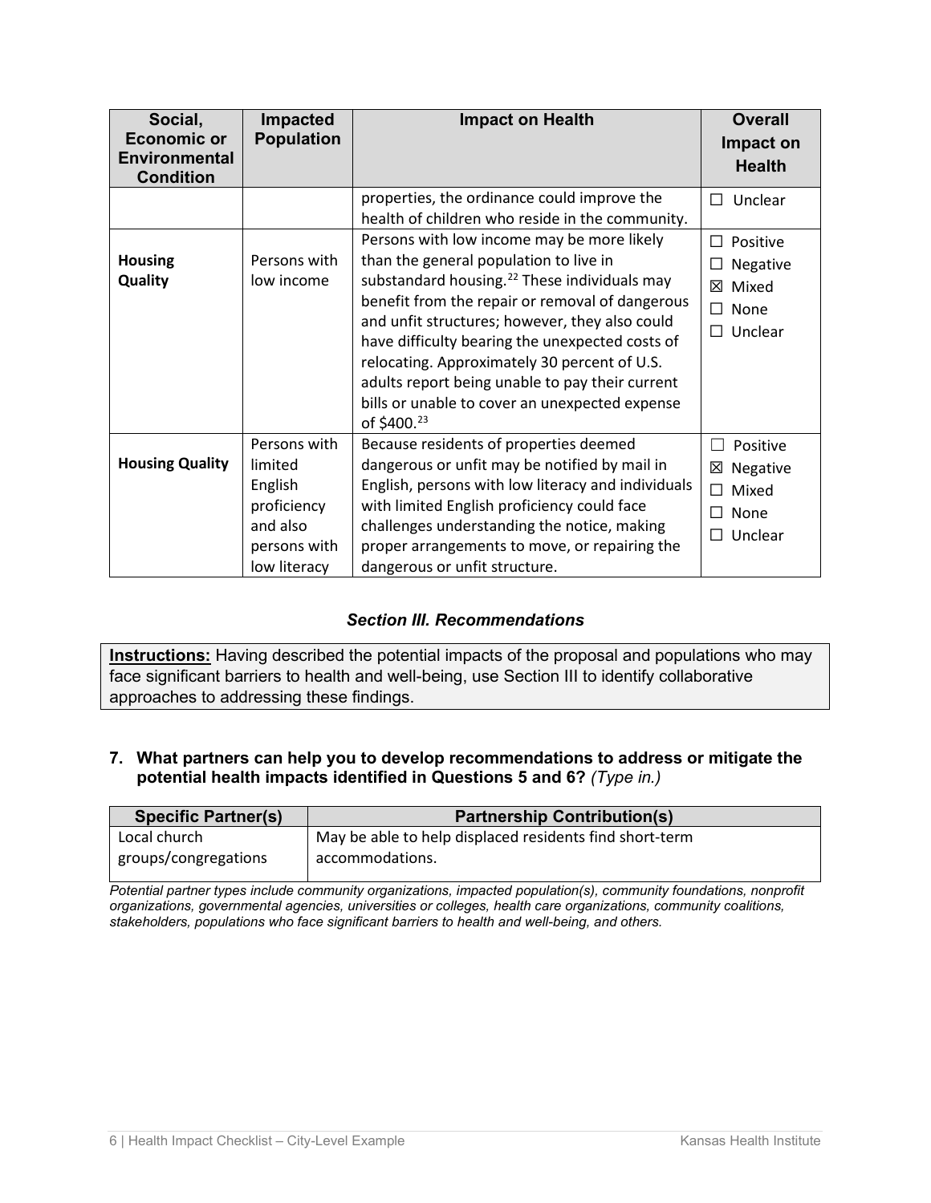| Social, Economic or Environmental Condition | Impacted Population | Impact on Health | Overall Impact on Health |
|---|---|---|---|
| | | properties, the ordinance could improve the health of children who reside in the community. | ☐ Unclear |
| **Housing Quality** | Persons with low income | Persons with low income may be more likely than the general population to live in substandard housing.[22] These individuals may benefit from the repair or removal of dangerous and unfit structures; however, they also could have difficulty bearing the unexpected costs of relocating. Approximately 30 percent of U.S. adults report being unable to pay their current bills or unable to cover an unexpected expense of $400.[23] | ☐ Positive<br>☐ Negative<br>☒ Mixed<br>☐ None<br>☐ Unclear |
| **Housing Quality** | Persons with limited English proficiency and also persons with low literacy | Because residents of properties deemed dangerous or unfit may be notified by mail in English, persons with low literacy and individuals with limited English proficiency could face challenges understanding the notice, making proper arrangements to move, or repairing the dangerous or unfit structure. | ☐ Positive<br>☒ Negative<br>☐ Mixed<br>☐ None<br>☐ Unclear |

### *Section III. Recommendations*

**Instructions:** Having described the potential impacts of the proposal and populations who may face significant barriers to health and well-being, use Section III to identify collaborative approaches to addressing these findings.

**7. What partners can help you to develop recommendations to address or mitigate the potential health impacts identified in Questions 5 and 6?** *(Type in.)*

| Specific Partner(s) | Partnership Contribution(s) |
|---|---|
| Local church groups/congregations | May be able to help displaced residents find short-term accommodations. |

*Potential partner types include community organizations, impacted population(s), community foundations, nonprofit organizations, governmental agencies, universities or colleges, health care organizations, community coalitions, stakeholders, populations who face significant barriers to health and well-being, and others.*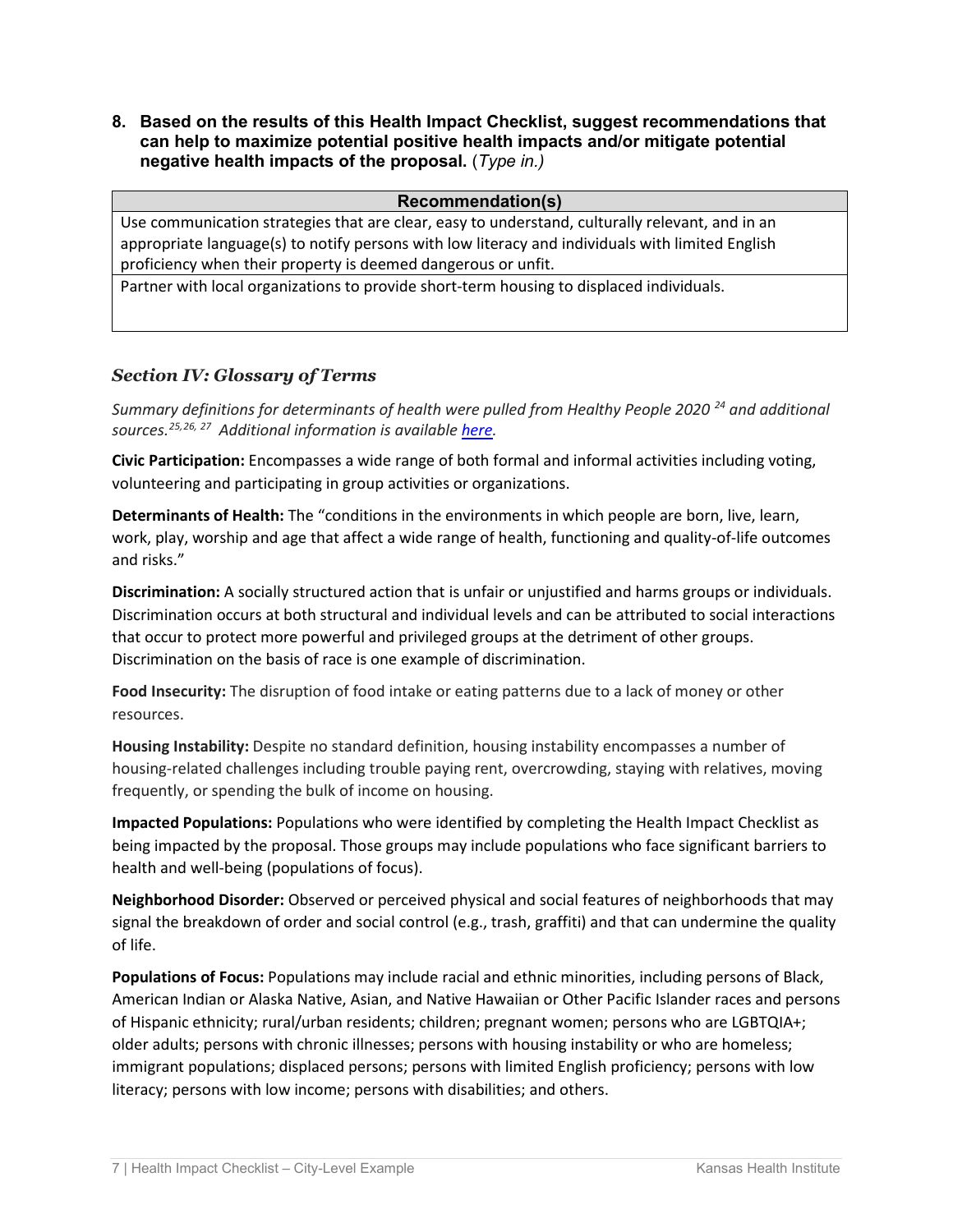**8. Based on the results of this Health Impact Checklist, suggest recommendations that can help to maximize potential positive health impacts and/or mitigate potential negative health impacts of the proposal.** (*Type in.)*

| Recommendation(s) |
| --- |
| Use communication strategies that are clear, easy to understand, culturally relevant, and in an appropriate language(s) to notify persons with low literacy and individuals with limited English proficiency when their property is deemed dangerous or unfit. |
| Partner with local organizations to provide short-term housing to displaced individuals. |

### *Section IV: Glossary of Terms*

*Summary definitions for determinants of health were pulled from Healthy People 2020 [24] and additional sources.[25,26, 27] Additional information is available here.*

**Civic Participation:** Encompasses a wide range of both formal and informal activities including voting, volunteering and participating in group activities or organizations.

**Determinants of Health:** The "conditions in the environments in which people are born, live, learn, work, play, worship and age that affect a wide range of health, functioning and quality-of-life outcomes and risks."

**Discrimination:** A socially structured action that is unfair or unjustified and harms groups or individuals. Discrimination occurs at both structural and individual levels and can be attributed to social interactions that occur to protect more powerful and privileged groups at the detriment of other groups. Discrimination on the basis of race is one example of discrimination.

**Food Insecurity:** The disruption of food intake or eating patterns due to a lack of money or other resources.

**Housing Instability:** Despite no standard definition, housing instability encompasses a number of housing-related challenges including trouble paying rent, overcrowding, staying with relatives, moving frequently, or spending the bulk of income on housing.

**Impacted Populations:** Populations who were identified by completing the Health Impact Checklist as being impacted by the proposal. Those groups may include populations who face significant barriers to health and well-being (populations of focus).

**Neighborhood Disorder:** Observed or perceived physical and social features of neighborhoods that may signal the breakdown of order and social control (e.g., trash, graffiti) and that can undermine the quality of life.

**Populations of Focus:** Populations may include racial and ethnic minorities, including persons of Black, American Indian or Alaska Native, Asian, and Native Hawaiian or Other Pacific Islander races and persons of Hispanic ethnicity; rural/urban residents; children; pregnant women; persons who are LGBTQIA+; older adults; persons with chronic illnesses; persons with housing instability or who are homeless; immigrant populations; displaced persons; persons with limited English proficiency; persons with low literacy; persons with low income; persons with disabilities; and others.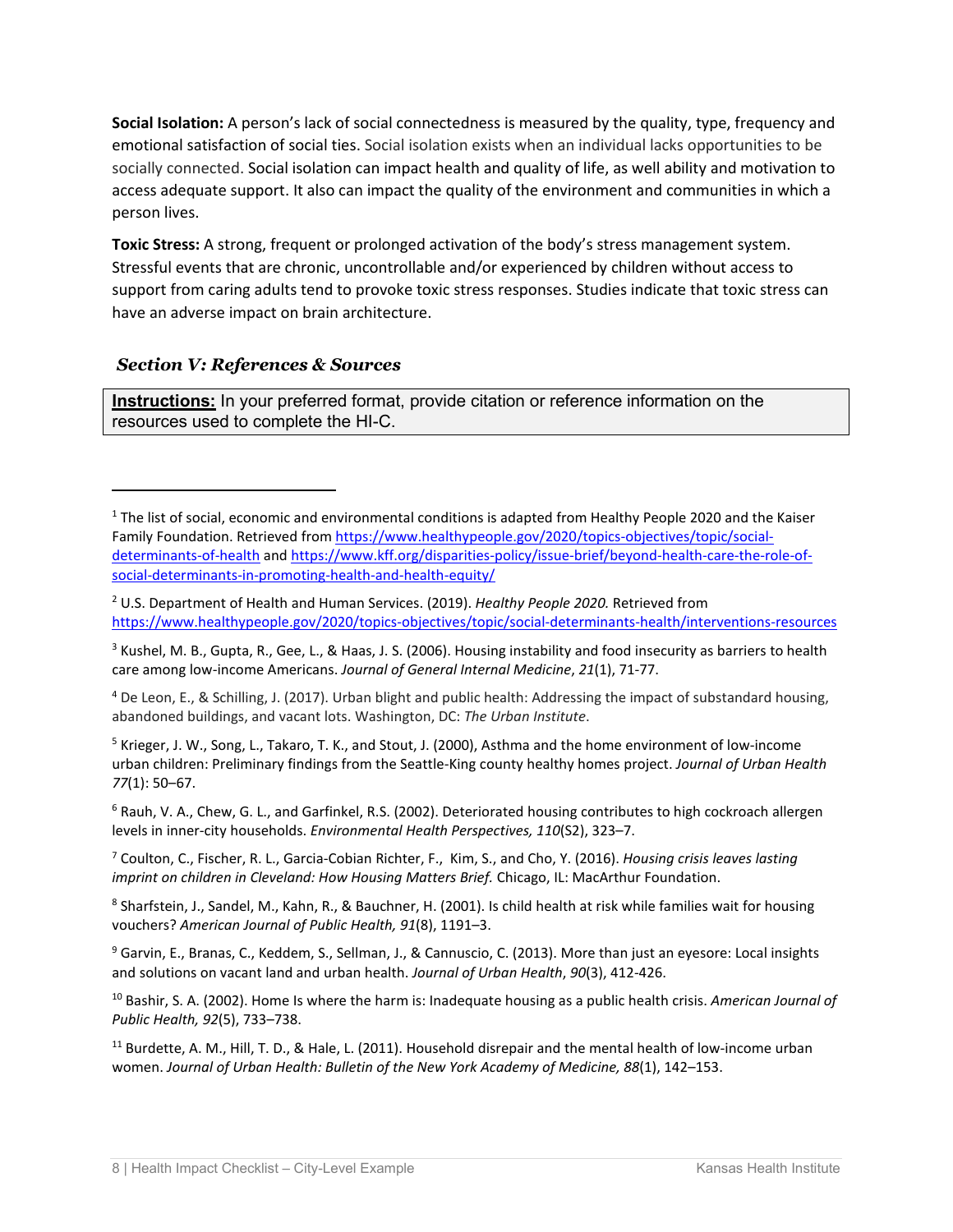**Social Isolation:** A person's lack of social connectedness is measured by the quality, type, frequency and emotional satisfaction of social ties. Social isolation exists when an individual lacks opportunities to be socially connected. Social isolation can impact health and quality of life, as well ability and motivation to access adequate support. It also can impact the quality of the environment and communities in which a person lives.

**Toxic Stress:** A strong, frequent or prolonged activation of the body's stress management system. Stressful events that are chronic, uncontrollable and/or experienced by children without access to support from caring adults tend to provoke toxic stress responses. Studies indicate that toxic stress can have an adverse impact on brain architecture.

## *Section V: References & Sources*

| **Instructions:** In your preferred format, provide citation or reference information on the resources used to complete the HI-C. |
|---|

---

[1] The list of social, economic and environmental conditions is adapted from Healthy People 2020 and the Kaiser Family Foundation. Retrieved from https://www.healthypeople.gov/2020/topics-objectives/topic/social-determinants-of-health and https://www.kff.org/disparities-policy/issue-brief/beyond-health-care-the-role-of-social-determinants-in-promoting-health-and-health-equity/

[2] U.S. Department of Health and Human Services. (2019). *Healthy People 2020.* Retrieved from https://www.healthypeople.gov/2020/topics-objectives/topic/social-determinants-health/interventions-resources

[3] Kushel, M. B., Gupta, R., Gee, L., & Haas, J. S. (2006). Housing instability and food insecurity as barriers to health care among low-income Americans. *Journal of General Internal Medicine*, *21*(1), 71-77.

[4] De Leon, E., & Schilling, J. (2017). Urban blight and public health: Addressing the impact of substandard housing, abandoned buildings, and vacant lots. Washington, DC: *The Urban Institute*.

[5] Krieger, J. W., Song, L., Takaro, T. K., and Stout, J. (2000), Asthma and the home environment of low-income urban children: Preliminary findings from the Seattle-King county healthy homes project. *Journal of Urban Health 77*(1): 50–67.

[6] Rauh, V. A., Chew, G. L., and Garfinkel, R.S. (2002). Deteriorated housing contributes to high cockroach allergen levels in inner-city households. *Environmental Health Perspectives, 110*(S2), 323–7.

[7] Coulton, C., Fischer, R. L., Garcia-Cobian Richter, F., Kim, S., and Cho, Y. (2016). *Housing crisis leaves lasting imprint on children in Cleveland: How Housing Matters Brief.* Chicago, IL: MacArthur Foundation.

[8] Sharfstein, J., Sandel, M., Kahn, R., & Bauchner, H. (2001). Is child health at risk while families wait for housing vouchers? *American Journal of Public Health, 91*(8), 1191–3.

[9] Garvin, E., Branas, C., Keddem, S., Sellman, J., & Cannuscio, C. (2013). More than just an eyesore: Local insights and solutions on vacant land and urban health. *Journal of Urban Health*, *90*(3), 412-426.

[10] Bashir, S. A. (2002). Home Is where the harm is: Inadequate housing as a public health crisis. *American Journal of Public Health, 92*(5), 733–738.

[11] Burdette, A. M., Hill, T. D., & Hale, L. (2011). Household disrepair and the mental health of low-income urban women. *Journal of Urban Health: Bulletin of the New York Academy of Medicine, 88*(1), 142–153.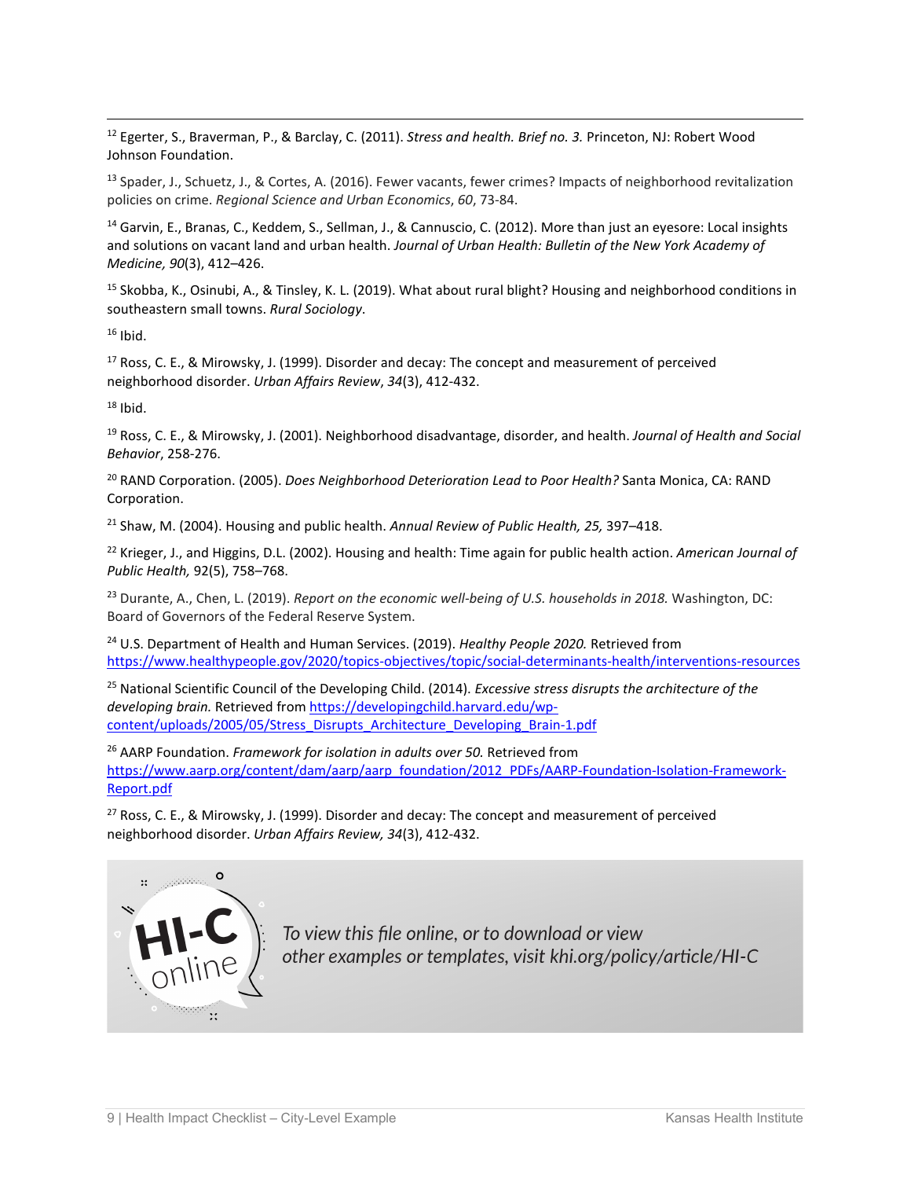[12] Egerter, S., Braverman, P., & Barclay, C. (2011). *Stress and health. Brief no. 3.* Princeton, NJ: Robert Wood Johnson Foundation.

[13] Spader, J., Schuetz, J., & Cortes, A. (2016). Fewer vacants, fewer crimes? Impacts of neighborhood revitalization policies on crime. *Regional Science and Urban Economics*, *60*, 73-84.

[14] Garvin, E., Branas, C., Keddem, S., Sellman, J., & Cannuscio, C. (2012). More than just an eyesore: Local insights and solutions on vacant land and urban health. *Journal of Urban Health: Bulletin of the New York Academy of Medicine, 90*(3), 412–426.

[15] Skobba, K., Osinubi, A., & Tinsley, K. L. (2019). What about rural blight? Housing and neighborhood conditions in southeastern small towns. *Rural Sociology*.

[16] Ibid.

[17] Ross, C. E., & Mirowsky, J. (1999). Disorder and decay: The concept and measurement of perceived neighborhood disorder. *Urban Affairs Review*, *34*(3), 412-432.

[18] Ibid.

[19] Ross, C. E., & Mirowsky, J. (2001). Neighborhood disadvantage, disorder, and health. *Journal of Health and Social Behavior*, 258-276.

[20] RAND Corporation. (2005). *Does Neighborhood Deterioration Lead to Poor Health?* Santa Monica, CA: RAND Corporation.

[21] Shaw, M. (2004). Housing and public health. *Annual Review of Public Health, 25,* 397–418.

[22] Krieger, J., and Higgins, D.L. (2002). Housing and health: Time again for public health action. *American Journal of Public Health,* 92(5), 758–768.

[23] Durante, A., Chen, L. (2019). *Report on the economic well-being of U.S. households in 2018.* Washington, DC: Board of Governors of the Federal Reserve System.

[24] U.S. Department of Health and Human Services. (2019). *Healthy People 2020.* Retrieved from https://www.healthypeople.gov/2020/topics-objectives/topic/social-determinants-health/interventions-resources

[25] National Scientific Council of the Developing Child. (2014). *Excessive stress disrupts the architecture of the developing brain.* Retrieved from https://developingchild.harvard.edu/wp-content/uploads/2005/05/Stress_Disrupts_Architecture_Developing_Brain-1.pdf

[26] AARP Foundation. *Framework for isolation in adults over 50.* Retrieved from https://www.aarp.org/content/dam/aarp/aarp_foundation/2012_PDFs/AARP-Foundation-Isolation-Framework-Report.pdf

[27] Ross, C. E., & Mirowsky, J. (1999). Disorder and decay: The concept and measurement of perceived neighborhood disorder. *Urban Affairs Review, 34*(3), 412-432.

HI-C online

*To view this file online, or to download or view other examples or templates, visit khi.org/policy/article/HI-C*